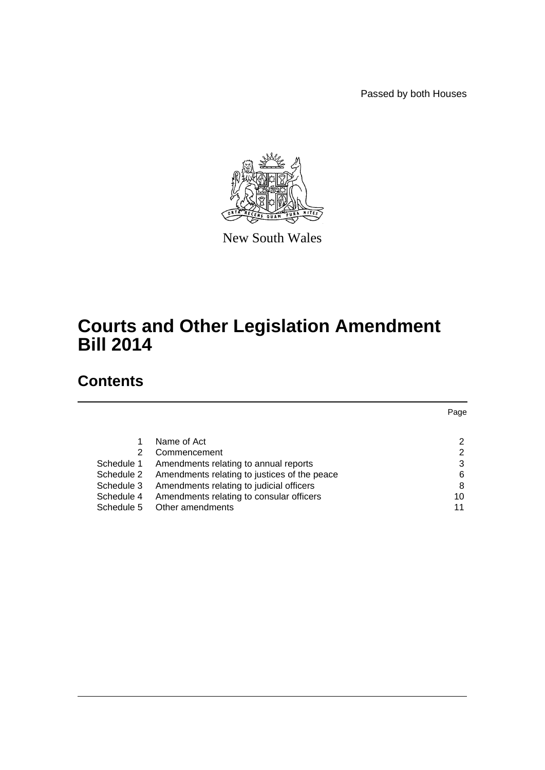Passed by both Houses

New South Wales

# Courts and Other Legislation Amendment Bill 2014

## Contents

| | | Page |
|---|---|---|
| 1 | Name of Act | 2 |
| 2 | Commencement | 2 |
| Schedule 1 | Amendments relating to annual reports | 3 |
| Schedule 2 | Amendments relating to justices of the peace | 6 |
| Schedule 3 | Amendments relating to judicial officers | 8 |
| Schedule 4 | Amendments relating to consular officers | 10 |
| Schedule 5 | Other amendments | 11 |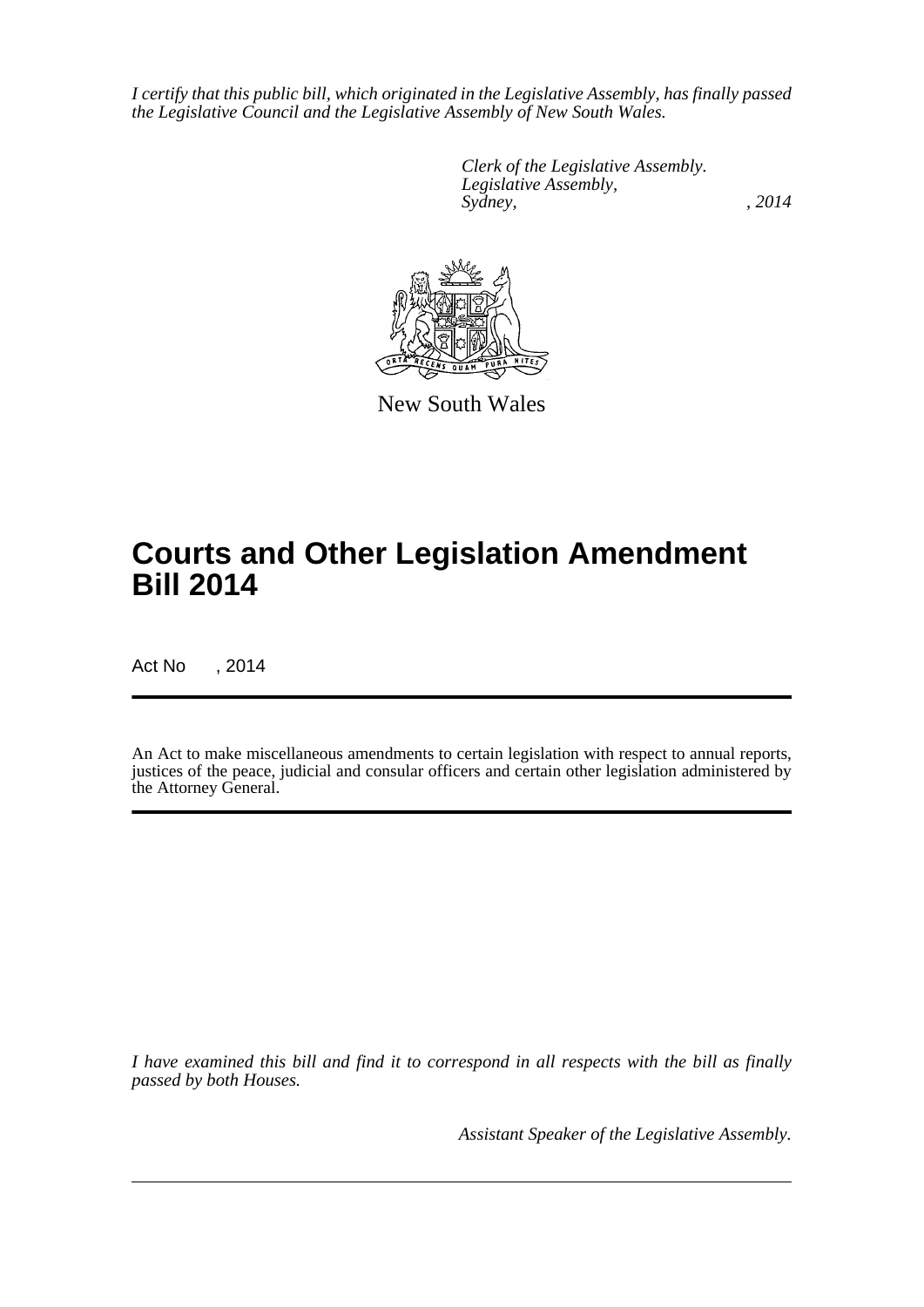*I certify that this public bill, which originated in the Legislative Assembly, has finally passed the Legislative Council and the Legislative Assembly of New South Wales.*

*Clerk of the Legislative Assembly.*
*Legislative Assembly,*
*Sydney, , 2014*

New South Wales

# Courts and Other Legislation Amendment Bill 2014

Act No , 2014

An Act to make miscellaneous amendments to certain legislation with respect to annual reports, justices of the peace, judicial and consular officers and certain other legislation administered by the Attorney General.

*I have examined this bill and find it to correspond in all respects with the bill as finally passed by both Houses.*

*Assistant Speaker of the Legislative Assembly.*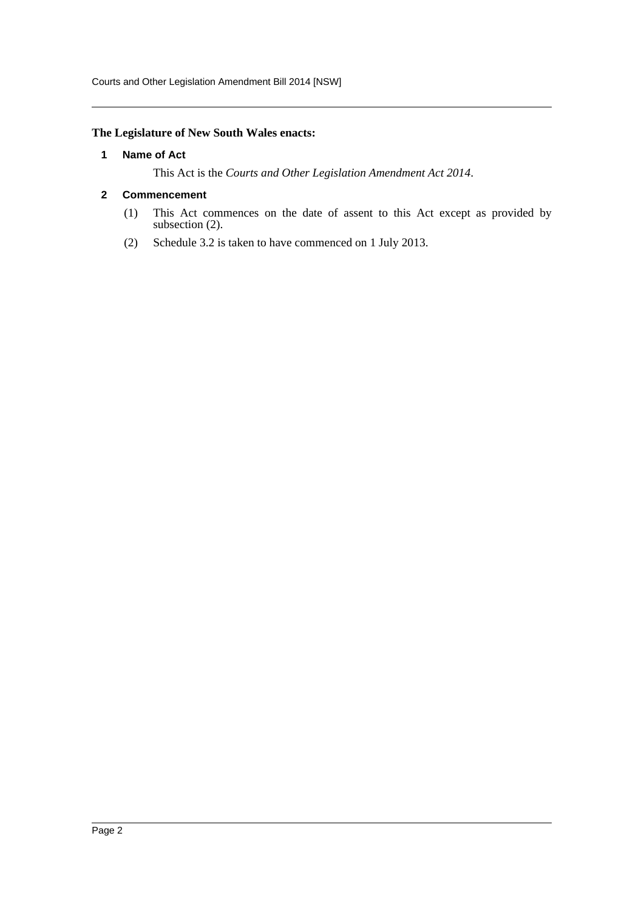**The Legislature of New South Wales enacts:**

## 1 Name of Act

This Act is the *Courts and Other Legislation Amendment Act 2014*.

## 2 Commencement

(1) This Act commences on the date of assent to this Act except as provided by subsection (2).

(2) Schedule 3.2 is taken to have commenced on 1 July 2013.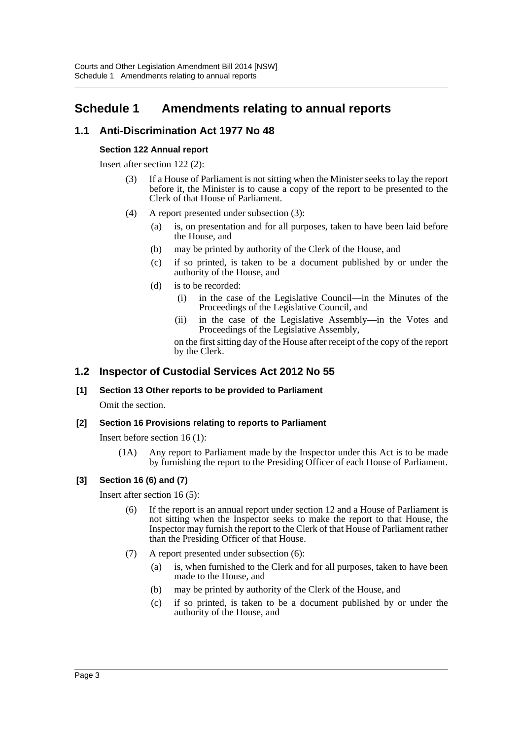# Schedule 1 Amendments relating to annual reports

## 1.1 Anti-Discrimination Act 1977 No 48

### Section 122 Annual report

Insert after section 122 (2):

(3) If a House of Parliament is not sitting when the Minister seeks to lay the report before it, the Minister is to cause a copy of the report to be presented to the Clerk of that House of Parliament.

(4) A report presented under subsection (3):

- (a) is, on presentation and for all purposes, taken to have been laid before the House, and
- (b) may be printed by authority of the Clerk of the House, and
- (c) if so printed, is taken to be a document published by or under the authority of the House, and
- (d) is to be recorded:
  - (i) in the case of the Legislative Council—in the Minutes of the Proceedings of the Legislative Council, and
  - (ii) in the case of the Legislative Assembly—in the Votes and Proceedings of the Legislative Assembly,

  on the first sitting day of the House after receipt of the copy of the report by the Clerk.

## 1.2 Inspector of Custodial Services Act 2012 No 55

### [1] Section 13 Other reports to be provided to Parliament

Omit the section.

### [2] Section 16 Provisions relating to reports to Parliament

Insert before section 16 (1):

(1A) Any report to Parliament made by the Inspector under this Act is to be made by furnishing the report to the Presiding Officer of each House of Parliament.

### [3] Section 16 (6) and (7)

Insert after section 16 (5):

(6) If the report is an annual report under section 12 and a House of Parliament is not sitting when the Inspector seeks to make the report to that House, the Inspector may furnish the report to the Clerk of that House of Parliament rather than the Presiding Officer of that House.

(7) A report presented under subsection (6):

- (a) is, when furnished to the Clerk and for all purposes, taken to have been made to the House, and
- (b) may be printed by authority of the Clerk of the House, and
- (c) if so printed, is taken to be a document published by or under the authority of the House, and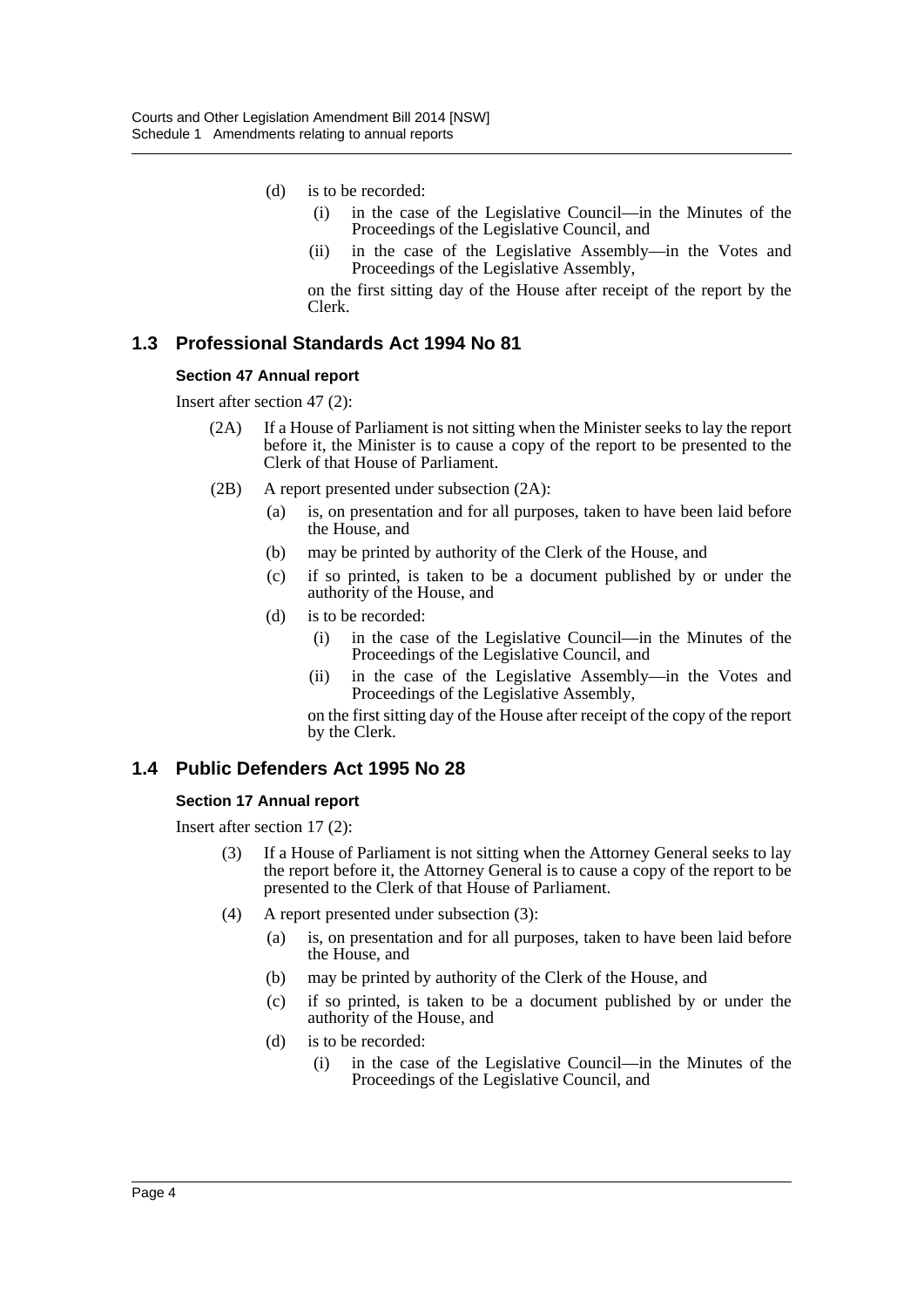(d) is to be recorded:

(i) in the case of the Legislative Council—in the Minutes of the Proceedings of the Legislative Council, and

(ii) in the case of the Legislative Assembly—in the Votes and Proceedings of the Legislative Assembly,

on the first sitting day of the House after receipt of the report by the Clerk.

## 1.3 Professional Standards Act 1994 No 81

### Section 47 Annual report

Insert after section 47 (2):

(2A) If a House of Parliament is not sitting when the Minister seeks to lay the report before it, the Minister is to cause a copy of the report to be presented to the Clerk of that House of Parliament.

(2B) A report presented under subsection (2A):

(a) is, on presentation and for all purposes, taken to have been laid before the House, and

(b) may be printed by authority of the Clerk of the House, and

(c) if so printed, is taken to be a document published by or under the authority of the House, and

(d) is to be recorded:

(i) in the case of the Legislative Council—in the Minutes of the Proceedings of the Legislative Council, and

(ii) in the case of the Legislative Assembly—in the Votes and Proceedings of the Legislative Assembly,

on the first sitting day of the House after receipt of the copy of the report by the Clerk.

## 1.4 Public Defenders Act 1995 No 28

### Section 17 Annual report

Insert after section 17 (2):

(3) If a House of Parliament is not sitting when the Attorney General seeks to lay the report before it, the Attorney General is to cause a copy of the report to be presented to the Clerk of that House of Parliament.

(4) A report presented under subsection (3):

(a) is, on presentation and for all purposes, taken to have been laid before the House, and

(b) may be printed by authority of the Clerk of the House, and

(c) if so printed, is taken to be a document published by or under the authority of the House, and

(d) is to be recorded:

(i) in the case of the Legislative Council—in the Minutes of the Proceedings of the Legislative Council, and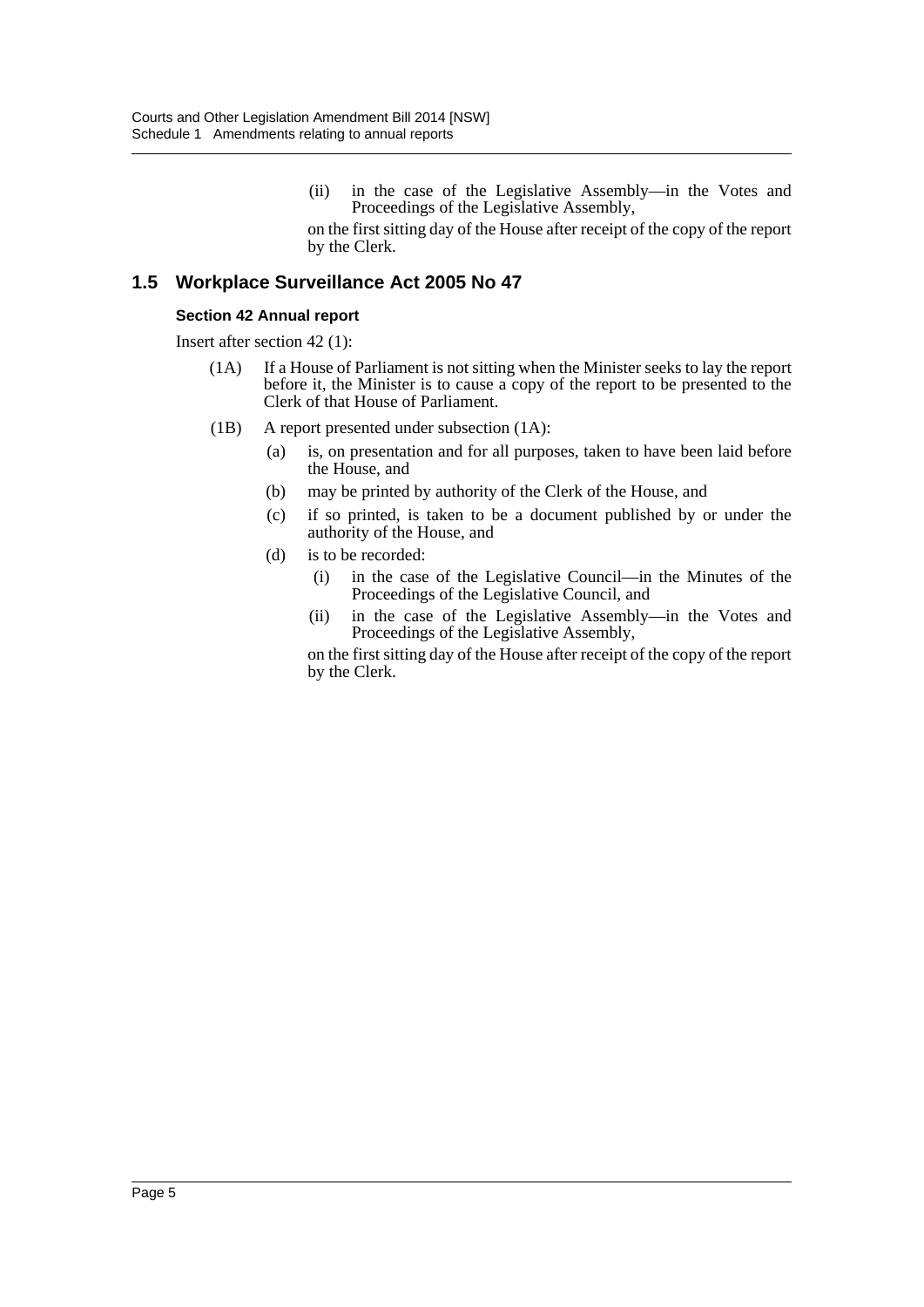(ii) in the case of the Legislative Assembly—in the Votes and Proceedings of the Legislative Assembly,

on the first sitting day of the House after receipt of the copy of the report by the Clerk.

## 1.5 Workplace Surveillance Act 2005 No 47

### Section 42 Annual report

Insert after section 42 (1):

(1A) If a House of Parliament is not sitting when the Minister seeks to lay the report before it, the Minister is to cause a copy of the report to be presented to the Clerk of that House of Parliament.

(1B) A report presented under subsection (1A):

- (a) is, on presentation and for all purposes, taken to have been laid before the House, and
- (b) may be printed by authority of the Clerk of the House, and
- (c) if so printed, is taken to be a document published by or under the authority of the House, and
- (d) is to be recorded:
  - (i) in the case of the Legislative Council—in the Minutes of the Proceedings of the Legislative Council, and
  - (ii) in the case of the Legislative Assembly—in the Votes and Proceedings of the Legislative Assembly,

  on the first sitting day of the House after receipt of the copy of the report by the Clerk.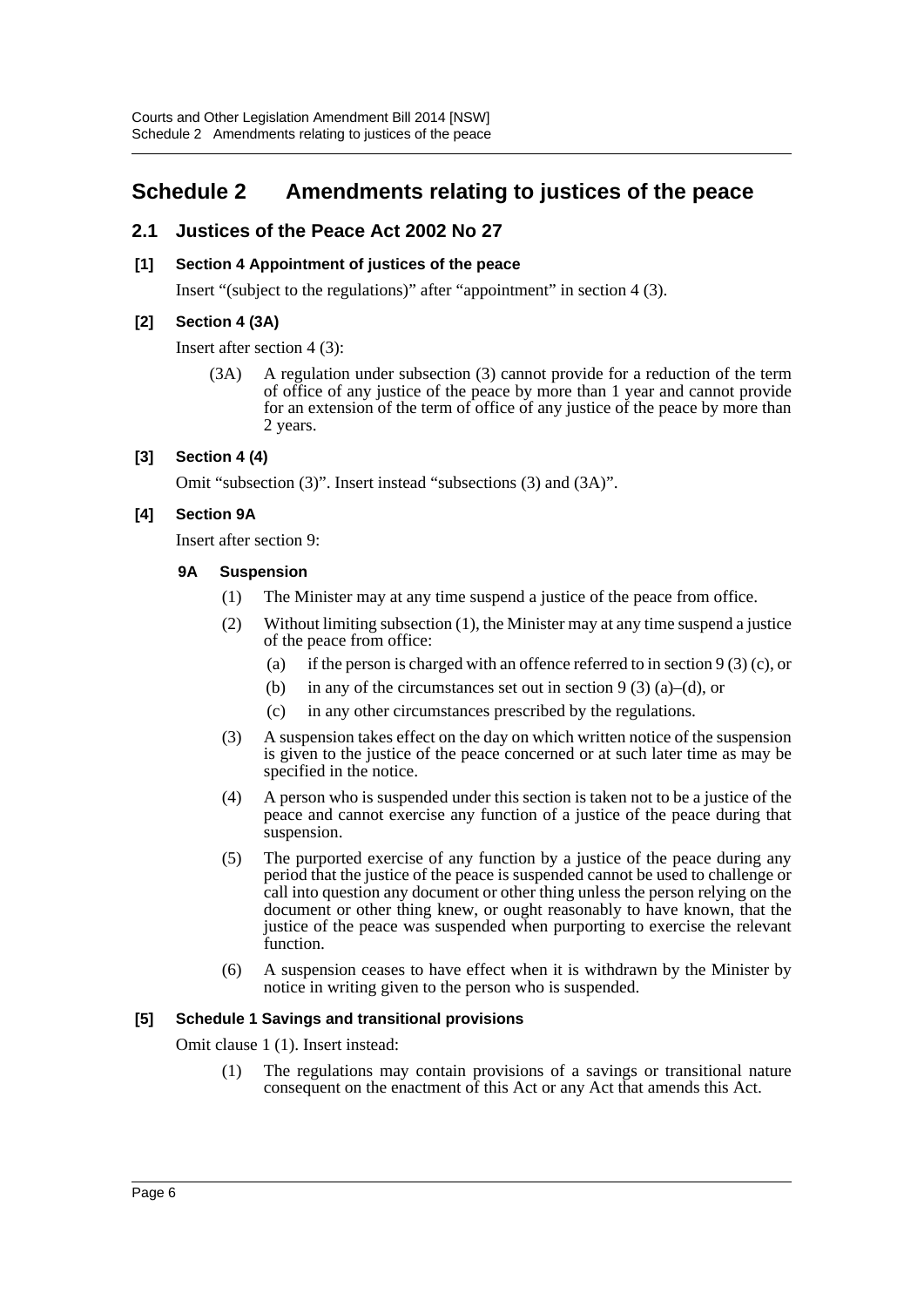# Schedule 2 Amendments relating to justices of the peace

## 2.1 Justices of the Peace Act 2002 No 27

### [1] Section 4 Appointment of justices of the peace

Insert "(subject to the regulations)" after "appointment" in section 4 (3).

### [2] Section 4 (3A)

Insert after section 4 (3):

> (3A) A regulation under subsection (3) cannot provide for a reduction of the term of office of any justice of the peace by more than 1 year and cannot provide for an extension of the term of office of any justice of the peace by more than 2 years.

### [3] Section 4 (4)

Omit "subsection (3)". Insert instead "subsections (3) and (3A)".

### [4] Section 9A

Insert after section 9:

> **9A Suspension**
>
> (1) The Minister may at any time suspend a justice of the peace from office.
>
> (2) Without limiting subsection (1), the Minister may at any time suspend a justice of the peace from office:
>
> (a) if the person is charged with an offence referred to in section 9 (3) (c), or
>
> (b) in any of the circumstances set out in section 9 (3) (a)–(d), or
>
> (c) in any other circumstances prescribed by the regulations.
>
> (3) A suspension takes effect on the day on which written notice of the suspension is given to the justice of the peace concerned or at such later time as may be specified in the notice.
>
> (4) A person who is suspended under this section is taken not to be a justice of the peace and cannot exercise any function of a justice of the peace during that suspension.
>
> (5) The purported exercise of any function by a justice of the peace during any period that the justice of the peace is suspended cannot be used to challenge or call into question any document or other thing unless the person relying on the document or other thing knew, or ought reasonably to have known, that the justice of the peace was suspended when purporting to exercise the relevant function.
>
> (6) A suspension ceases to have effect when it is withdrawn by the Minister by notice in writing given to the person who is suspended.

### [5] Schedule 1 Savings and transitional provisions

Omit clause 1 (1). Insert instead:

> (1) The regulations may contain provisions of a savings or transitional nature consequent on the enactment of this Act or any Act that amends this Act.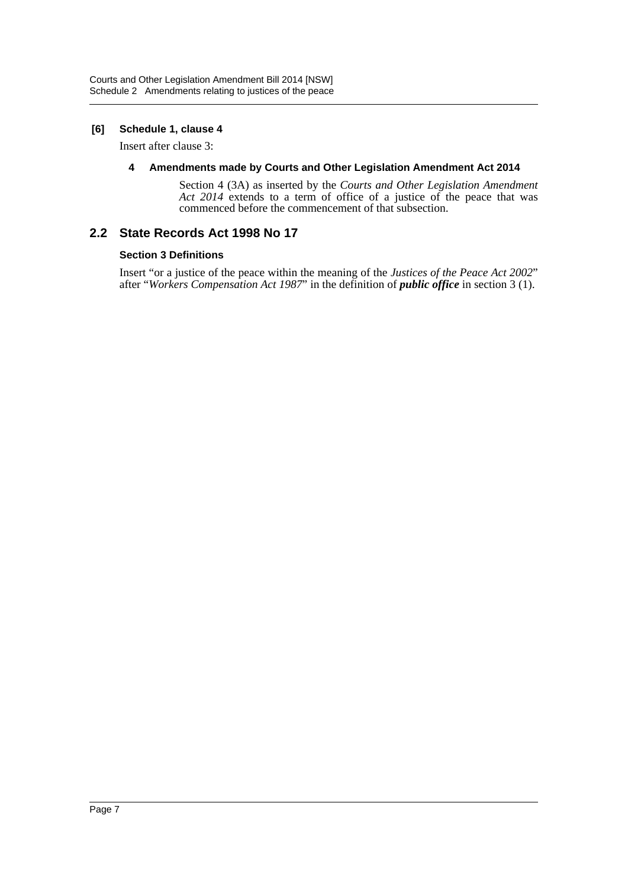**[6] Schedule 1, clause 4**

Insert after clause 3:

**4 Amendments made by Courts and Other Legislation Amendment Act 2014**

Section 4 (3A) as inserted by the *Courts and Other Legislation Amendment Act 2014* extends to a term of office of a justice of the peace that was commenced before the commencement of that subsection.

## 2.2 State Records Act 1998 No 17

**Section 3 Definitions**

Insert "or a justice of the peace within the meaning of the *Justices of the Peace Act 2002*" after "*Workers Compensation Act 1987*" in the definition of ***public office*** in section 3 (1).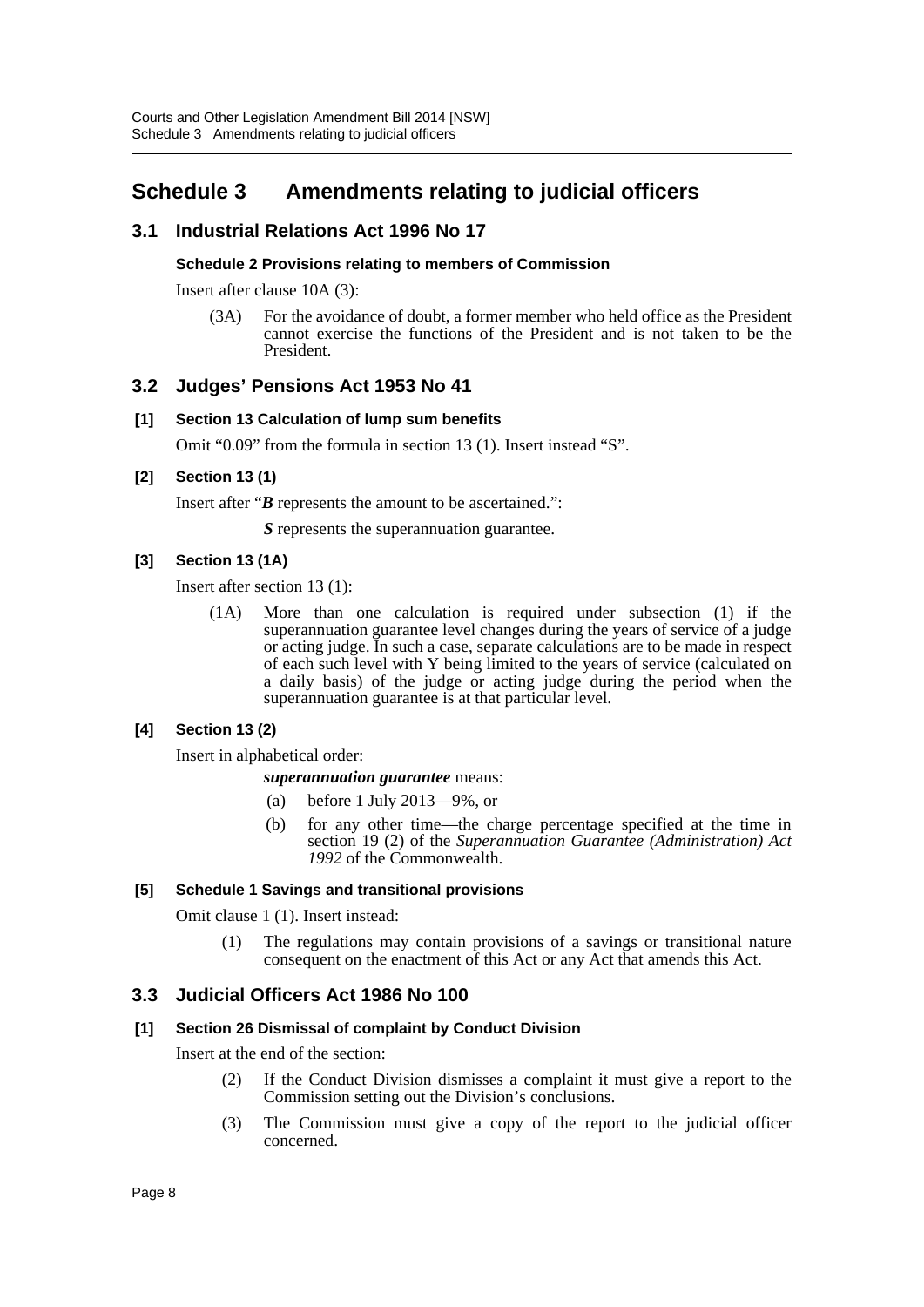# Schedule 3 Amendments relating to judicial officers

## 3.1 Industrial Relations Act 1996 No 17

#### Schedule 2 Provisions relating to members of Commission

Insert after clause 10A (3):

> (3A) For the avoidance of doubt, a former member who held office as the President cannot exercise the functions of the President and is not taken to be the President.

## 3.2 Judges' Pensions Act 1953 No 41

#### [1] Section 13 Calculation of lump sum benefits

Omit "0.09" from the formula in section 13 (1). Insert instead "S".

#### [2] Section 13 (1)

Insert after "***B*** represents the amount to be ascertained.":

> ***S*** represents the superannuation guarantee.

#### [3] Section 13 (1A)

Insert after section 13 (1):

> (1A) More than one calculation is required under subsection (1) if the superannuation guarantee level changes during the years of service of a judge or acting judge. In such a case, separate calculations are to be made in respect of each such level with Y being limited to the years of service (calculated on a daily basis) of the judge or acting judge during the period when the superannuation guarantee is at that particular level.

#### [4] Section 13 (2)

Insert in alphabetical order:

> ***superannuation guarantee*** means:
>
> (a) before 1 July 2013—9%, or
>
> (b) for any other time—the charge percentage specified at the time in section 19 (2) of the *Superannuation Guarantee (Administration) Act 1992* of the Commonwealth.

#### [5] Schedule 1 Savings and transitional provisions

Omit clause 1 (1). Insert instead:

> (1) The regulations may contain provisions of a savings or transitional nature consequent on the enactment of this Act or any Act that amends this Act.

## 3.3 Judicial Officers Act 1986 No 100

#### [1] Section 26 Dismissal of complaint by Conduct Division

Insert at the end of the section:

> (2) If the Conduct Division dismisses a complaint it must give a report to the Commission setting out the Division's conclusions.
>
> (3) The Commission must give a copy of the report to the judicial officer concerned.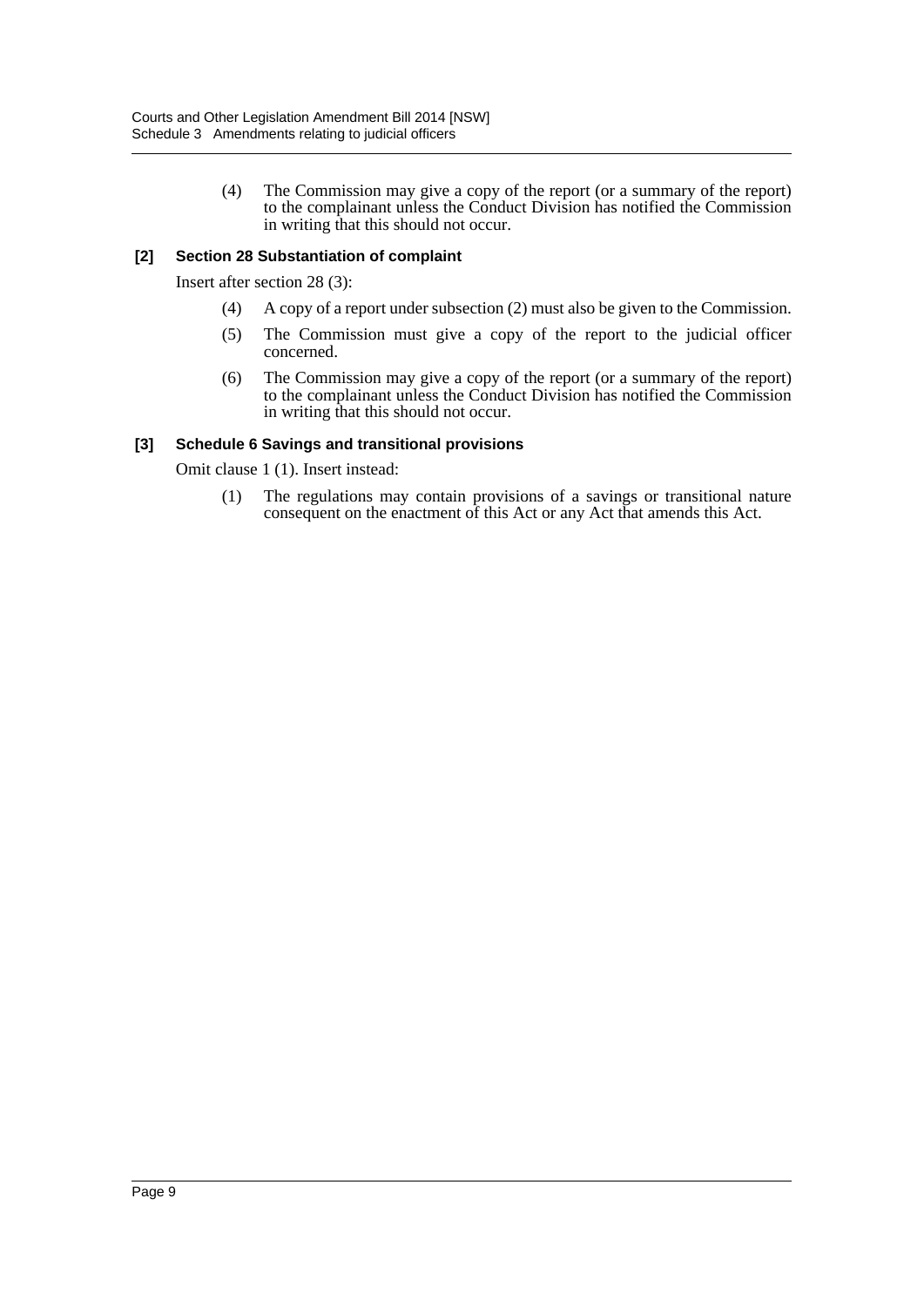(4) The Commission may give a copy of the report (or a summary of the report) to the complainant unless the Conduct Division has notified the Commission in writing that this should not occur.

**[2] Section 28 Substantiation of complaint**

Insert after section 28 (3):

(4) A copy of a report under subsection (2) must also be given to the Commission.

(5) The Commission must give a copy of the report to the judicial officer concerned.

(6) The Commission may give a copy of the report (or a summary of the report) to the complainant unless the Conduct Division has notified the Commission in writing that this should not occur.

**[3] Schedule 6 Savings and transitional provisions**

Omit clause 1 (1). Insert instead:

(1) The regulations may contain provisions of a savings or transitional nature consequent on the enactment of this Act or any Act that amends this Act.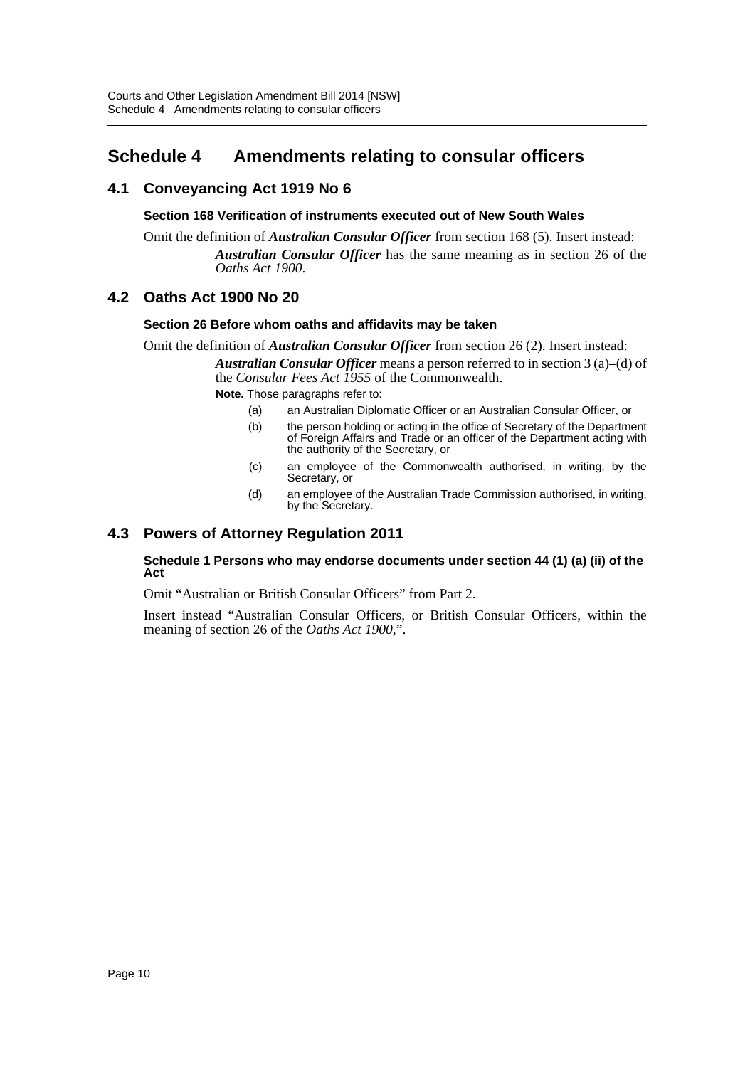# Schedule 4 Amendments relating to consular officers

## 4.1 Conveyancing Act 1919 No 6

### Section 168 Verification of instruments executed out of New South Wales

Omit the definition of ***Australian Consular Officer*** from section 168 (5). Insert instead:

> ***Australian Consular Officer*** has the same meaning as in section 26 of the *Oaths Act 1900*.

## 4.2 Oaths Act 1900 No 20

### Section 26 Before whom oaths and affidavits may be taken

Omit the definition of ***Australian Consular Officer*** from section 26 (2). Insert instead:

> ***Australian Consular Officer*** means a person referred to in section 3 (a)–(d) of the *Consular Fees Act 1955* of the Commonwealth.
>
> **Note.** Those paragraphs refer to:
>
> (a) an Australian Diplomatic Officer or an Australian Consular Officer, or
>
> (b) the person holding or acting in the office of Secretary of the Department of Foreign Affairs and Trade or an officer of the Department acting with the authority of the Secretary, or
>
> (c) an employee of the Commonwealth authorised, in writing, by the Secretary, or
>
> (d) an employee of the Australian Trade Commission authorised, in writing, by the Secretary.

## 4.3 Powers of Attorney Regulation 2011

### Schedule 1 Persons who may endorse documents under section 44 (1) (a) (ii) of the Act

Omit "Australian or British Consular Officers" from Part 2.

Insert instead "Australian Consular Officers, or British Consular Officers, within the meaning of section 26 of the *Oaths Act 1900*,".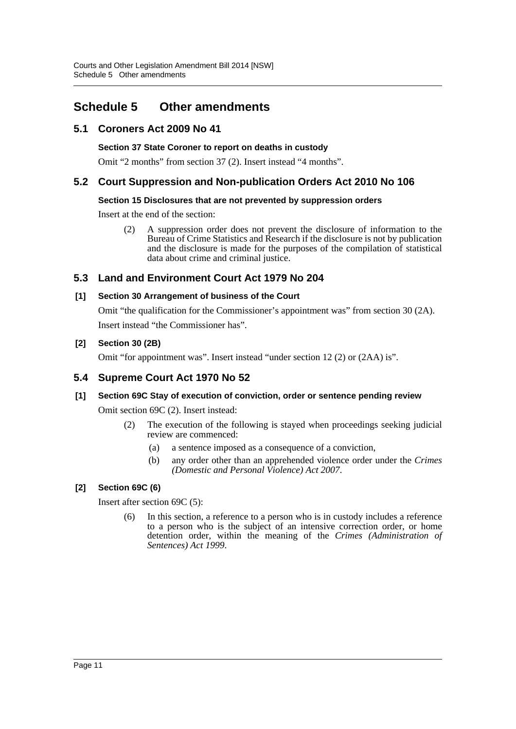# Schedule 5 Other amendments

## 5.1 Coroners Act 2009 No 41

### Section 37 State Coroner to report on deaths in custody

Omit "2 months" from section 37 (2). Insert instead "4 months".

## 5.2 Court Suppression and Non-publication Orders Act 2010 No 106

### Section 15 Disclosures that are not prevented by suppression orders

Insert at the end of the section:

> (2) A suppression order does not prevent the disclosure of information to the Bureau of Crime Statistics and Research if the disclosure is not by publication and the disclosure is made for the purposes of the compilation of statistical data about crime and criminal justice.

## 5.3 Land and Environment Court Act 1979 No 204

### [1] Section 30 Arrangement of business of the Court

Omit "the qualification for the Commissioner's appointment was" from section 30 (2A).

Insert instead "the Commissioner has".

### [2] Section 30 (2B)

Omit "for appointment was". Insert instead "under section 12 (2) or (2AA) is".

## 5.4 Supreme Court Act 1970 No 52

### [1] Section 69C Stay of execution of conviction, order or sentence pending review

Omit section 69C (2). Insert instead:

> (2) The execution of the following is stayed when proceedings seeking judicial review are commenced:
>
> (a) a sentence imposed as a consequence of a conviction,
>
> (b) any order other than an apprehended violence order under the *Crimes (Domestic and Personal Violence) Act 2007*.

### [2] Section 69C (6)

Insert after section 69C (5):

> (6) In this section, a reference to a person who is in custody includes a reference to a person who is the subject of an intensive correction order, or home detention order, within the meaning of the *Crimes (Administration of Sentences) Act 1999*.